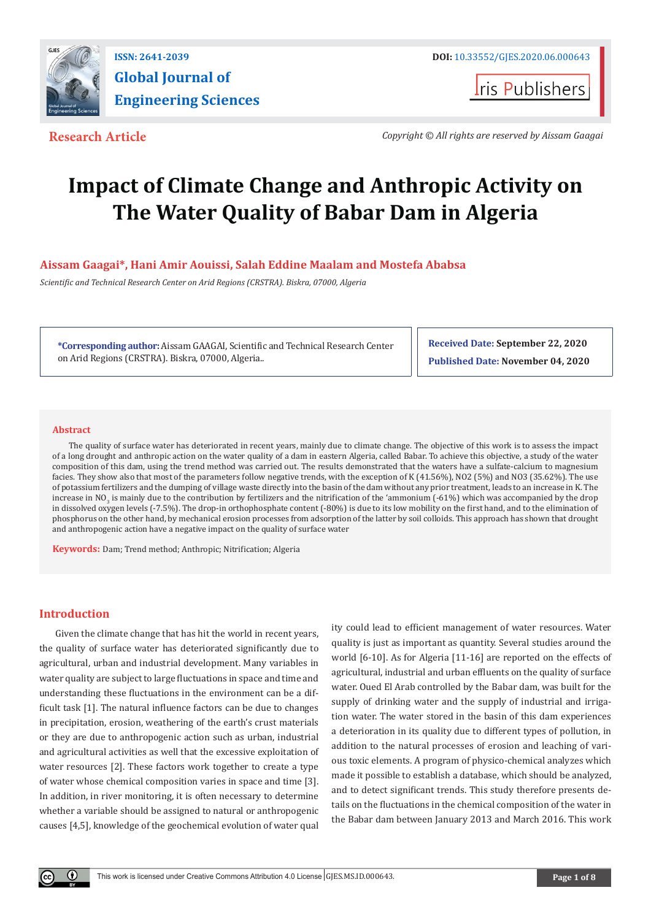**ISSN: 2641-2039**

**Global Journal of Engineering Sciences**

**DOI:** 10.33552/GJES.2020.06.000643

Iris Publishers

**Research Article**

*Copyright © All rights are reserved by Aissam Gaagai*

# Impact of Climate Change and Anthropic Activity on The Water Quality of Babar Dam in Algeria

**Aissam Gaagai*, Hani Amir Aouissi, Salah Eddine Maalam and Mostefa Ababsa**

*Scientific and Technical Research Center on Arid Regions (CRSTRA). Biskra, 07000, Algeria*

**\*Corresponding author:** Aissam GAAGAI, Scientific and Technical Research Center on Arid Regions (CRSTRA). Biskra, 07000, Algeria..

**Received Date: September 22, 2020**

**Published Date: November 04, 2020**

## Abstract

The quality of surface water has deteriorated in recent years, mainly due to climate change. The objective of this work is to assess the impact of a long drought and anthropic action on the water quality of a dam in eastern Algeria, called Babar. To achieve this objective, a study of the water composition of this dam, using the trend method was carried out. The results demonstrated that the waters have a sulfate-calcium to magnesium facies. They show also that most of the parameters follow negative trends, with the exception of K (41.56%), NO2 (5%) and NO3 (35.62%). The use of potassium fertilizers and the dumping of village waste directly into the basin of the dam without any prior treatment, leads to an increase in K. The increase in $NO_3$ is mainly due to the contribution by fertilizers and the nitrification of the 'ammonium (-61%) which was accompanied by the drop in dissolved oxygen levels (-7.5%). The drop-in orthophosphate content (-80%) is due to its low mobility on the first hand, and to the elimination of phosphorus on the other hand, by mechanical erosion processes from adsorption of the latter by soil colloids. This approach has shown that drought and anthropic action have a negative impact on the quality of surface water

**Keywords:** Dam; Trend method; Anthropic; Nitrification; Algeria

## Introduction

Given the climate change that has hit the world in recent years, the quality of surface water has deteriorated significantly due to agricultural, urban and industrial development. Many variables in water quality are subject to large fluctuations in space and time and understanding these fluctuations in the environment can be a difficult task [1]. The natural influence factors can be due to changes in precipitation, erosion, weathering of the earth's crust materials or they are due to anthropogenic action such as urban, industrial and agricultural activities as well that the excessive exploitation of water resources [2]. These factors work together to create a type of water whose chemical composition varies in space and time [3]. In addition, in river monitoring, it is often necessary to determine whether a variable should be assigned to natural or anthropogenic causes [4,5], knowledge of the geochemical evolution of water quality could lead to efficient management of water resources. Water quality is just as important as quantity. Several studies around the world [6-10]. As for Algeria [11-16] are reported on the effects of agricultural, industrial and urban effluents on the quality of surface water. Oued El Arab controlled by the Babar dam, was built for the supply of drinking water and the supply of industrial and irrigation water. The water stored in the basin of this dam experiences a deterioration in its quality due to different types of pollution, in addition to the natural processes of erosion and leaching of various toxic elements. A program of physico-chemical analyzes which made it possible to establish a database, which should be analyzed, and to detect significant trends. This study therefore presents details on the fluctuations in the chemical composition of the water in the Babar dam between January 2013 and March 2016. This work

This work is licensed under Creative Commons Attribution 4.0 License GJES.MS.ID.000643.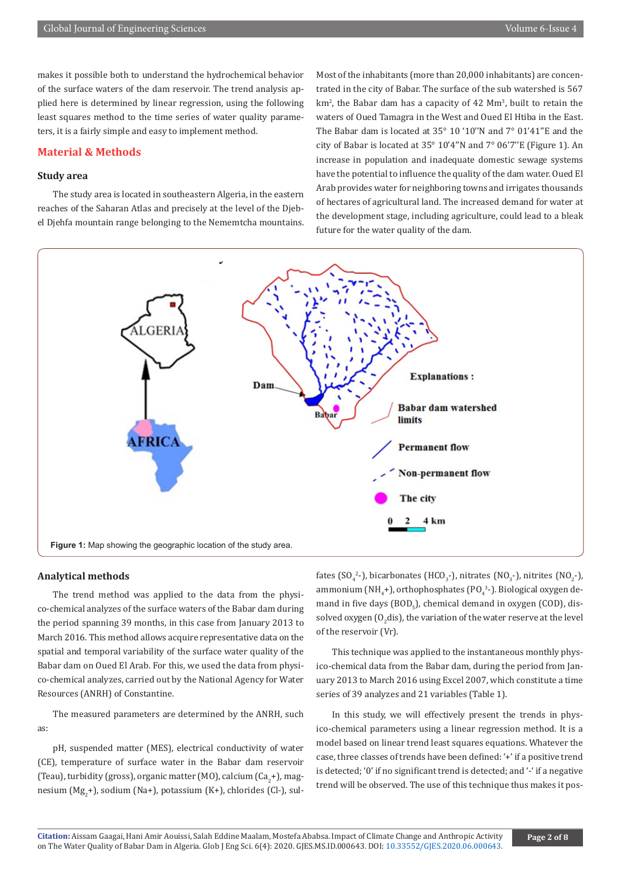makes it possible both to understand the hydrochemical behavior of the surface waters of the dam reservoir. The trend analysis applied here is determined by linear regression, using the following least squares method to the time series of water quality parameters, it is a fairly simple and easy to implement method.

## Material & Methods

### Study area

The study area is located in southeastern Algeria, in the eastern reaches of the Saharan Atlas and precisely at the level of the Djebel Djehfa mountain range belonging to the Nememtcha mountains. Most of the inhabitants (more than 20,000 inhabitants) are concentrated in the city of Babar. The surface of the sub watershed is 567 $km^2$, the Babar dam has a capacity of 42 $Mm^3$, built to retain the waters of Oued Tamagra in the West and Oued El Htiba in the East. The Babar dam is located at 35° 10 '10''N and 7° 01'41''E and the city of Babar is located at 35° 10'4''N and 7° 06'7''E (Figure 1). An increase in population and inadequate domestic sewage systems have the potential to influence the quality of the dam water. Oued El Arab provides water for neighboring towns and irrigates thousands of hectares of agricultural land. The increased demand for water at the development stage, including agriculture, could lead to a bleak future for the water quality of the dam.

**Figure 1:** Map showing the geographic location of the study area.

### Analytical methods

The trend method was applied to the data from the physico-chemical analyzes of the surface waters of the Babar dam during the period spanning 39 months, in this case from January 2013 to March 2016. This method allows acquire representative data on the spatial and temporal variability of the surface water quality of the Babar dam on Oued El Arab. For this, we used the data from physico-chemical analyzes, carried out by the National Agency for Water Resources (ANRH) of Constantine.

The measured parameters are determined by the ANRH, such as:

pH, suspended matter (MES), electrical conductivity of water (CE), temperature of surface water in the Babar dam reservoir (Teau), turbidity (gross), organic matter (MO), calcium ($Ca_2$+), magnesium ($Mg_2$+), sodium (Na+), potassium (K+), chlorides (Cl-), sulfates ($SO_4^{2-}$), bicarbonates ($HCO_3^-$), nitrates ($NO_3^-$), nitrites ($NO_2^-$), ammonium ($NH_4$+), orthophosphates ($PO_4^{3-}$). Biological oxygen demand in five days ($BOD_5$), chemical demand in oxygen (COD), dissolved oxygen ($O_2$dis), the variation of the water reserve at the level of the reservoir (Vr).

This technique was applied to the instantaneous monthly physico-chemical data from the Babar dam, during the period from January 2013 to March 2016 using Excel 2007, which constitute a time series of 39 analyzes and 21 variables (Table 1).

In this study, we will effectively present the trends in physico-chemical parameters using a linear regression method. It is a model based on linear trend least squares equations. Whatever the case, three classes of trends have been defined: '+' if a positive trend is detected; '0' if no significant trend is detected; and '-' if a negative trend will be observed. The use of this technique thus makes it pos-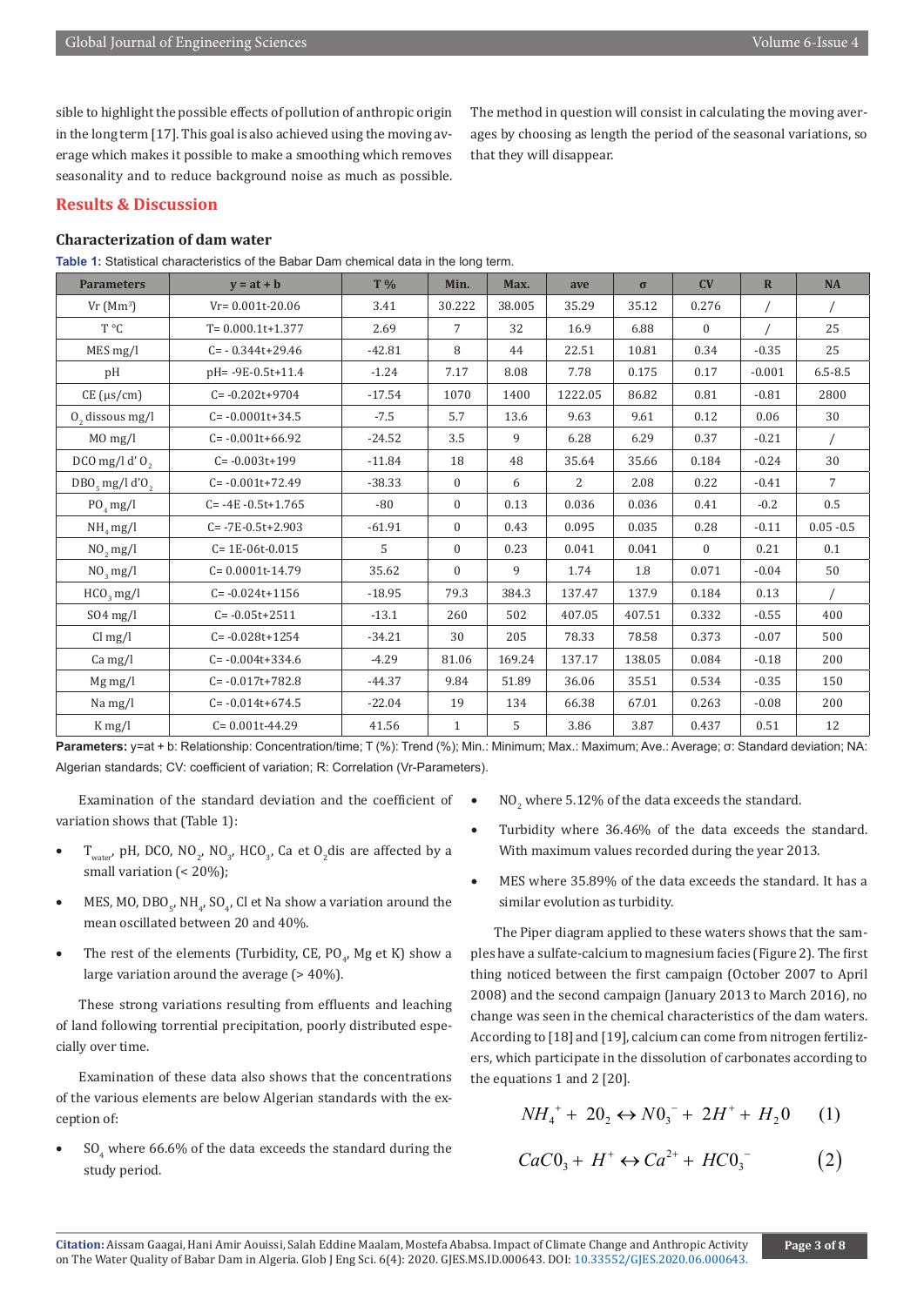sible to highlight the possible effects of pollution of anthropic origin in the long term [17]. This goal is also achieved using the moving average which makes it possible to make a smoothing which removes seasonality and to reduce background noise as much as possible. The method in question will consist in calculating the moving averages by choosing as length the period of the seasonal variations, so that they will disappear.

## Results & Discussion

### Characterization of dam water

**Table 1:** Statistical characteristics of the Babar Dam chemical data in the long term.

| Parameters | y = at + b | T % | Min. | Max. | ave | σ | CV | R | NA |
|---|---|---|---|---|---|---|---|---|---|
| Vr ($Mm^3$) | Vr= 0.001t-20.06 | 3.41 | 30.222 | 38.005 | 35.29 | 35.12 | 0.276 | / | / |
| T °C | T= 0.000.1t+1.377 | 2.69 | 7 | 32 | 16.9 | 6.88 | 0 | / | 25 |
| MES mg/l | C= - 0.344t+29.46 | -42.81 | 8 | 44 | 22.51 | 10.81 | 0.34 | -0.35 | 25 |
| pH | pH= -9E-0.5t+11.4 | -1.24 | 7.17 | 8.08 | 7.78 | 0.175 | 0.17 | -0.001 | 6.5-8.5 |
| CE (µs/cm) | C= -0.202t+9704 | -17.54 | 1070 | 1400 | 1222.05 | 86.82 | 0.81 | -0.81 | 2800 |
| $O_2$ dissous mg/l | C= -0.0001t+34.5 | -7.5 | 5.7 | 13.6 | 9.63 | 9.61 | 0.12 | 0.06 | 30 |
| MO mg/l | C= -0.001t+66.92 | -24.52 | 3.5 | 9 | 6.28 | 6.29 | 0.37 | -0.21 | / |
| DCO mg/l d' $O_2$ | C= -0.003t+199 | -11.84 | 18 | 48 | 35.64 | 35.66 | 0.184 | -0.24 | 30 |
| $DBO_5$ mg/l d'$O_2$ | C= -0.001t+72.49 | -38.33 | 0 | 6 | 2 | 2.08 | 0.22 | -0.41 | 7 |
| $PO_4$ mg/l | C= -4E -0.5t+1.765 | -80 | 0 | 0.13 | 0.036 | 0.036 | 0.41 | -0.2 | 0.5 |
| $NH_4$ mg/l | C= -7E-0.5t+2.903 | -61.91 | 0 | 0.43 | 0.095 | 0.035 | 0.28 | -0.11 | 0.05 -0.5 |
| $NO_2$ mg/l | C= 1E-06t-0.015 | 5 | 0 | 0.23 | 0.041 | 0.041 | 0 | 0.21 | 0.1 |
| $NO_3$ mg/l | C= 0.0001t-14.79 | 35.62 | 0 | 9 | 1.74 | 1.8 | 0.071 | -0.04 | 50 |
| $HCO_3$ mg/l | C= -0.024t+1156 | -18.95 | 79.3 | 384.3 | 137.47 | 137.9 | 0.184 | 0.13 | / |
| S04 mg/l | C= -0.05t+2511 | -13.1 | 260 | 502 | 407.05 | 407.51 | 0.332 | -0.55 | 400 |
| Cl mg/l | C= -0.028t+1254 | -34.21 | 30 | 205 | 78.33 | 78.58 | 0.373 | -0.07 | 500 |
| Ca mg/l | C= -0.004t+334.6 | -4.29 | 81.06 | 169.24 | 137.17 | 138.05 | 0.084 | -0.18 | 200 |
| Mg mg/l | C= -0.017t+782.8 | -44.37 | 9.84 | 51.89 | 36.06 | 35.51 | 0.534 | -0.35 | 150 |
| Na mg/l | C= -0.014t+674.5 | -22.04 | 19 | 134 | 66.38 | 67.01 | 0.263 | -0.08 | 200 |
| K mg/l | C= 0.001t-44.29 | 41.56 | 1 | 5 | 3.86 | 3.87 | 0.437 | 0.51 | 12 |

**Parameters:** y=at + b: Relationship: Concentration/time; T (%): Trend (%); Min.: Minimum; Max.: Maximum; Ave.: Average; σ: Standard deviation; NA: Algerian standards; CV: coefficient of variation; R: Correlation (Vr-Parameters).

Examination of the standard deviation and the coefficient of variation shows that (Table 1):

- $T_{water}$, pH, DCO, $NO_2$, $NO_3$, $HCO_3$, Ca et $O_2$dis are affected by a small variation (< 20%);
- MES, MO, $DBO_5$, $NH_4$, $SO_4$, Cl et Na show a variation around the mean oscillated between 20 and 40%.
- The rest of the elements (Turbidity, CE, $PO_4$, Mg et K) show a large variation around the average (> 40%).

These strong variations resulting from effluents and leaching of land following torrential precipitation, poorly distributed especially over time.

Examination of these data also shows that the concentrations of the various elements are below Algerian standards with the exception of:

- $SO_4$ where 66.6% of the data exceeds the standard during the study period.
- $NO_2$ where 5.12% of the data exceeds the standard.
- Turbidity where 36.46% of the data exceeds the standard. With maximum values recorded during the year 2013.
- MES where 35.89% of the data exceeds the standard. It has a similar evolution as turbidity.

The Piper diagram applied to these waters shows that the samples have a sulfate-calcium to magnesium facies (Figure 2). The first thing noticed between the first campaign (October 2007 to April 2008) and the second campaign (January 2013 to March 2016), no change was seen in the chemical characteristics of the dam waters. According to [18] and [19], calcium can come from nitrogen fertilizers, which participate in the dissolution of carbonates according to the equations 1 and 2 [20].

$$NH_4^+ + 2O_2 \leftrightarrow NO_3^- + 2H^+ + H_2O \qquad (1)$$

$$CaCO_3 + H^+ \leftrightarrow Ca^{2+} + HCO_3^- \qquad (2)$$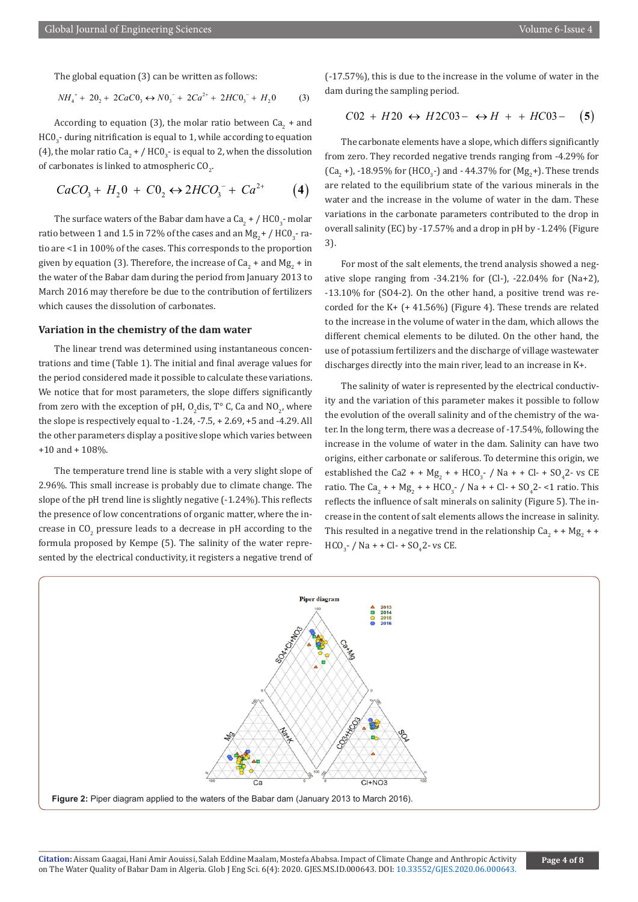The global equation (3) can be written as follows:

$$NH_4^+ + 2O_2 + 2CaCO_3 \leftrightarrow NO_3^- + 2Ca^{2+} + 2HCO_3^- + H_2O \qquad (3)$$

According to equation (3), the molar ratio between $Ca_2$ + and $HCO_3$- during nitrification is equal to 1, while according to equation (4), the molar ratio $Ca_2$ + / $HCO_3$- is equal to 2, when the dissolution of carbonates is linked to atmospheric $CO_2$.

$$CaCO_3 + H_2O + CO_2 \leftrightarrow 2HCO_3^- + Ca^{2+} \qquad (4)$$

The surface waters of the Babar dam have a $Ca_2$ + / $HCO_3$- molar ratio between 1 and 1.5 in 72% of the cases and an $Mg_2$ + / $HCO_3$- ratio are <1 in 100% of the cases. This corresponds to the proportion given by equation (3). Therefore, the increase of $Ca_2$ + and $Mg_2$ + in the water of the Babar dam during the period from January 2013 to March 2016 may therefore be due to the contribution of fertilizers which causes the dissolution of carbonates.

## Variation in the chemistry of the dam water

The linear trend was determined using instantaneous concentrations and time (Table 1). The initial and final average values for the period considered made it possible to calculate these variations. We notice that for most parameters, the slope differs significantly from zero with the exception of pH, $O_2$dis, T° C, Ca and $NO_2$, where the slope is respectively equal to -1.24, -7.5, + 2.69, +5 and -4.29. All the other parameters display a positive slope which varies between +10 and + 108%.

The temperature trend line is stable with a very slight slope of 2.96%. This small increase is probably due to climate change. The slope of the pH trend line is slightly negative (-1.24%). This reflects the presence of low concentrations of organic matter, where the increase in $CO_2$ pressure leads to a decrease in pH according to the formula proposed by Kempe (5). The salinity of the water represented by the electrical conductivity, it registers a negative trend of (-17.57%), this is due to the increase in the volume of water in the dam during the sampling period.

$$CO2 + H2O \leftrightarrow H2CO3- \leftrightarrow H + + HCO3- \qquad (5)$$

The carbonate elements have a slope, which differs significantly from zero. They recorded negative trends ranging from -4.29% for ($Ca_2$ +), -18.95% for ($HCO_3$-) and - 44.37% for ($Mg_2$+). These trends are related to the equilibrium state of the various minerals in the water and the increase in the volume of water in the dam. These variations in the carbonate parameters contributed to the drop in overall salinity (EC) by -17.57% and a drop in pH by -1.24% (Figure 3).

For most of the salt elements, the trend analysis showed a negative slope ranging from -34.21% for (Cl-), -22.04% for (Na+2), -13.10% for (SO4-2). On the other hand, a positive trend was recorded for the K+ (+ 41.56%) (Figure 4). These trends are related to the increase in the volume of water in the dam, which allows the different chemical elements to be diluted. On the other hand, the use of potassium fertilizers and the discharge of village wastewater discharges directly into the main river, lead to an increase in K+.

The salinity of water is represented by the electrical conductivity and the variation of this parameter makes it possible to follow the evolution of the overall salinity and of the chemistry of the water. In the long term, there was a decrease of -17.54%, following the increase in the volume of water in the dam. Salinity can have two origins, either carbonate or saliferous. To determine this origin, we established the Ca2 + + $Mg_2$ + + $HCO_3$- / Na + + Cl- + $SO_4$2- vs CE ratio. The $Ca_2$ + + $Mg_2$ + + $HCO_3$- / Na + + Cl- + $SO_4$2- <1 ratio. This reflects the influence of salt minerals on salinity (Figure 5). The increase in the content of salt elements allows the increase in salinity. This resulted in a negative trend in the relationship $Ca_2$ + + $Mg_2$ + + $HCO_3$- / Na + + Cl- + $SO_4$2- vs CE.

**Figure 2:** Piper diagram applied to the waters of the Babar dam (January 2013 to March 2016).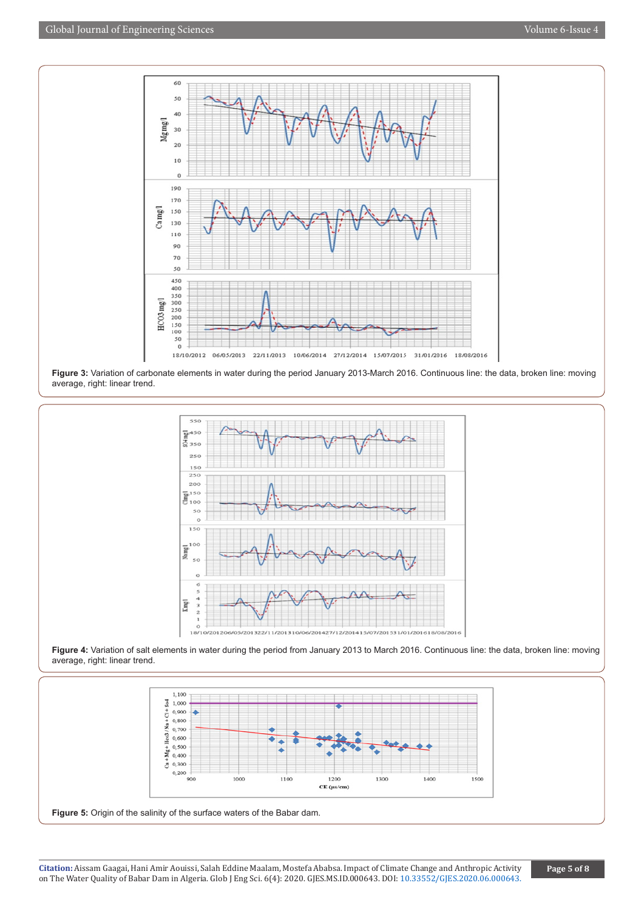**Figure 3:** Variation of carbonate elements in water during the period January 2013-March 2016. Continuous line: the data, broken line: moving average, right: linear trend.

**Figure 4:** Variation of salt elements in water during the period from January 2013 to March 2016. Continuous line: the data, broken line: moving average, right: linear trend.

**Figure 5:** Origin of the salinity of the surface waters of the Babar dam.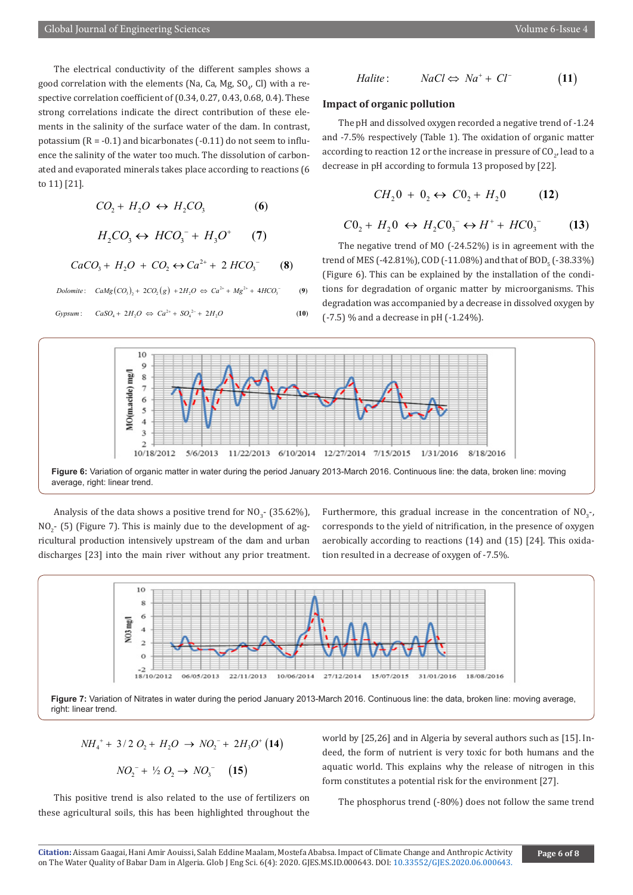The electrical conductivity of the different samples shows a good correlation with the elements (Na, Ca, Mg, $SO_4$, Cl) with a respective correlation coefficient of (0.34, 0.27, 0.43, 0.68, 0.4). These strong correlations indicate the direct contribution of these elements in the salinity of the surface water of the dam. In contrast, potassium (R = -0.1) and bicarbonates (-0.11) do not seem to influence the salinity of the water too much. The dissolution of carbonated and evaporated minerals takes place according to reactions (6 to 11) [21].

$$CO_2 + H_2O \leftrightarrow H_2CO_3 \quad (6)$$

$$H_2CO_3 \leftrightarrow HCO_3^- + H_3O^+ \quad (7)$$

$$CaCO_3 + H_2O + CO_2 \leftrightarrow Ca^{2+} + 2\,HCO_3^- \quad (8)$$

$$Dolomite: \quad CaMg(CO_3)_2 + 2CO_2(g) + 2H_2O \Leftrightarrow Ca^{2+} + Mg^{2+} + 4HCO_3^- \quad (9)$$

$$Gypsum: \quad CaSO_4 + 2H_2O \Leftrightarrow Ca^{2+} + SO_4^{2-} + 2H_2O \quad (10)$$

$$Halite: \quad NaCl \Leftrightarrow Na^+ + Cl^- \quad (11)$$

### Impact of organic pollution

The pH and dissolved oxygen recorded a negative trend of -1.24 and -7.5% respectively (Table 1). The oxidation of organic matter according to reaction 12 or the increase in pressure of $CO_2$, lead to a decrease in pH according to formula 13 proposed by [22].

$$CH_20 + 0_2 \leftrightarrow C0_2 + H_20 \quad (12)$$

$$C0_2 + H_20 \leftrightarrow H_2C0_3^- \leftrightarrow H^+ + HC0_3^- \quad (13)$$

The negative trend of MO (-24.52%) is in agreement with the trend of MES (-42.81%), COD (-11.08%) and that of $BOD_5$ (-38.33%) (Figure 6). This can be explained by the installation of the conditions for degradation of organic matter by microorganisms. This degradation was accompanied by a decrease in dissolved oxygen by (-7.5) % and a decrease in pH (-1.24%).

**Figure 6:** Variation of organic matter in water during the period January 2013-March 2016. Continuous line: the data, broken line: moving average, right: linear trend.

Analysis of the data shows a positive trend for $NO_3^-$ (35.62%), $NO_2^-$ (5) (Figure 7). This is mainly due to the development of agricultural production intensively upstream of the dam and urban discharges [23] into the main river without any prior treatment. Furthermore, this gradual increase in the concentration of $NO_3^-$, corresponds to the yield of nitrification, in the presence of oxygen aerobically according to reactions (14) and (15) [24]. This oxidation resulted in a decrease of oxygen of -7.5%.

**Figure 7:** Variation of Nitrates in water during the period January 2013-March 2016. Continuous line: the data, broken line: moving average, right: linear trend.

$$NH_4^+ + 3/2\,O_2 + H_2O \rightarrow NO_2^- + 2H_3O^+ \quad (14)$$

$$NO_2^- + ½\,O_2 \rightarrow NO_3^- \quad (15)$$

This positive trend is also related to the use of fertilizers on these agricultural soils, this has been highlighted throughout the world by [25,26] and in Algeria by several authors such as [15]. Indeed, the form of nutrient is very toxic for both humans and the aquatic world. This explains why the release of nitrogen in this form constitutes a potential risk for the environment [27].

The phosphorus trend (-80%) does not follow the same trend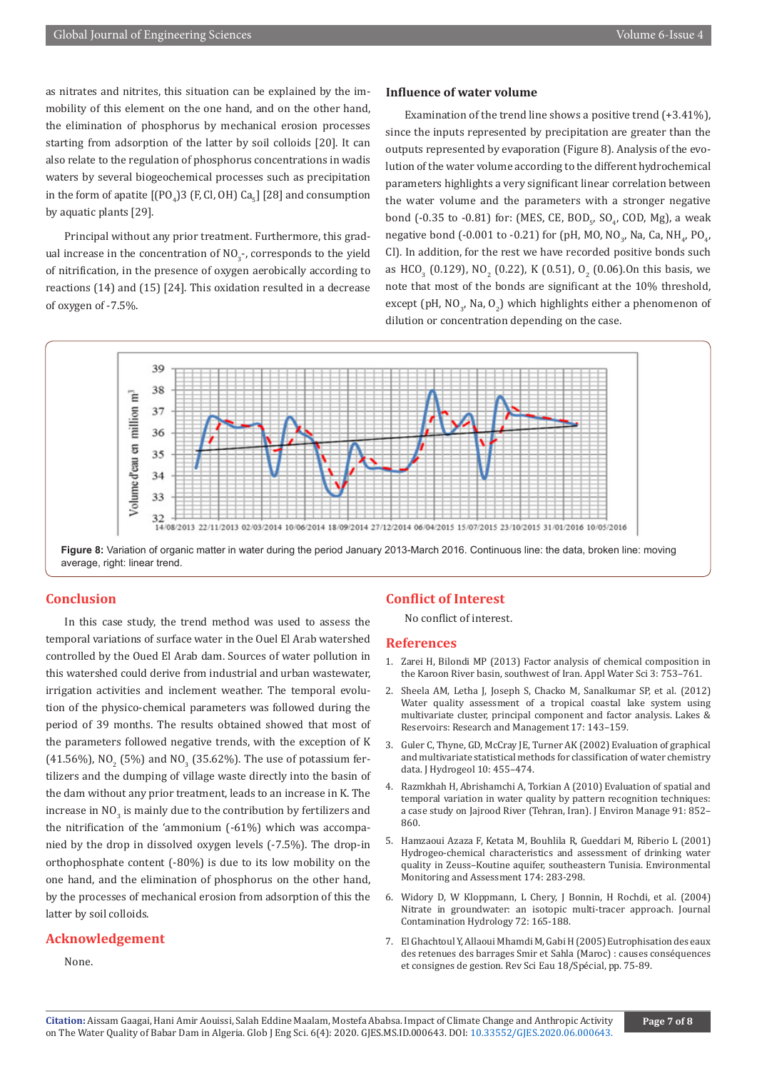as nitrates and nitrites, this situation can be explained by the immobility of this element on the one hand, and on the other hand, the elimination of phosphorus by mechanical erosion processes starting from adsorption of the latter by soil colloids [20]. It can also relate to the regulation of phosphorus concentrations in wadis waters by several biogeochemical processes such as precipitation in the form of apatite [$(PO_4)3$ (F, Cl, OH) $Ca_5$] [28] and consumption by aquatic plants [29].

Principal without any prior treatment. Furthermore, this gradual increase in the concentration of $NO_3$-, corresponds to the yield of nitrification, in the presence of oxygen aerobically according to reactions (14) and (15) [24]. This oxidation resulted in a decrease of oxygen of -7.5%.

### Influence of water volume

Examination of the trend line shows a positive trend (+3.41%), since the inputs represented by precipitation are greater than the outputs represented by evaporation (Figure 8). Analysis of the evolution of the water volume according to the different hydrochemical parameters highlights a very significant linear correlation between the water volume and the parameters with a stronger negative bond (-0.35 to -0.81) for: (MES, CE, $BOD_5$, $SO_4$, COD, Mg), a weak negative bond (-0.001 to -0.21) for (pH, MO, $NO_3$, Na, Ca, $NH_4$, $PO_4$, Cl). In addition, for the rest we have recorded positive bonds such as $HCO_3$ (0.129), $NO_2$ (0.22), K (0.51), $O_2$ (0.06).On this basis, we note that most of the bonds are significant at the 10% threshold, except (pH, $NO_3$, Na, $O_2$) which highlights either a phenomenon of dilution or concentration depending on the case.

**Figure 8:** Variation of organic matter in water during the period January 2013-March 2016. Continuous line: the data, broken line: moving average, right: linear trend.

## Conclusion

In this case study, the trend method was used to assess the temporal variations of surface water in the Ouel El Arab watershed controlled by the Oued El Arab dam. Sources of water pollution in this watershed could derive from industrial and urban wastewater, irrigation activities and inclement weather. The temporal evolution of the physico-chemical parameters was followed during the period of 39 months. The results obtained showed that most of the parameters followed negative trends, with the exception of K (41.56%), $NO_2$ (5%) and $NO_3$ (35.62%). The use of potassium fertilizers and the dumping of village waste directly into the basin of the dam without any prior treatment, leads to an increase in K. The increase in $NO_3$ is mainly due to the contribution by fertilizers and the nitrification of the 'ammonium (-61%) which was accompanied by the drop in dissolved oxygen levels (-7.5%). The drop-in orthophosphate content (-80%) is due to its low mobility on the one hand, and the elimination of phosphorus on the other hand, by the processes of mechanical erosion from adsorption of this the latter by soil colloids.

## Acknowledgement

None.

## Conflict of Interest

No conflict of interest.

## References

1. Zarei H, Bilondi MP (2013) Factor analysis of chemical composition in the Karoon River basin, southwest of Iran. Appl Water Sci 3: 753–761.
2. Sheela AM, Letha J, Joseph S, Chacko M, Sanalkumar SP, et al. (2012) Water quality assessment of a tropical coastal lake system using multivariate cluster, principal component and factor analysis. Lakes & Reservoirs: Research and Management 17: 143–159.
3. Guler C, Thyne, GD, McCray JE, Turner AK (2002) Evaluation of graphical and multivariate statistical methods for classification of water chemistry data. J Hydrogeol 10: 455–474.
4. Razmkhah H, Abrishamchi A, Torkian A (2010) Evaluation of spatial and temporal variation in water quality by pattern recognition techniques: a case study on Jajrood River (Tehran, Iran). J Environ Manage 91: 852–860.
5. Hamzaoui Azaza F, Ketata M, Bouhlila R, Gueddari M, Riberio L (2001) Hydrogeo-chemical characteristics and assessment of drinking water quality in Zeuss–Koutine aquifer, southeastern Tunisia. Environmental Monitoring and Assessment 174: 283-298.
6. Widory D, W Kloppmann, L Chery, J Bonnin, H Rochdi, et al. (2004) Nitrate in groundwater: an isotopic multi-tracer approach. Journal Contamination Hydrology 72: 165-188.
7. El Ghachtoul Y, Allaoui Mhamdi M, Gabi H (2005) Eutrophisation des eaux des retenues des barrages Smir et Sahla (Maroc) : causes conséquences et consignes de gestion. Rev Sci Eau 18/Spécial, pp. 75-89.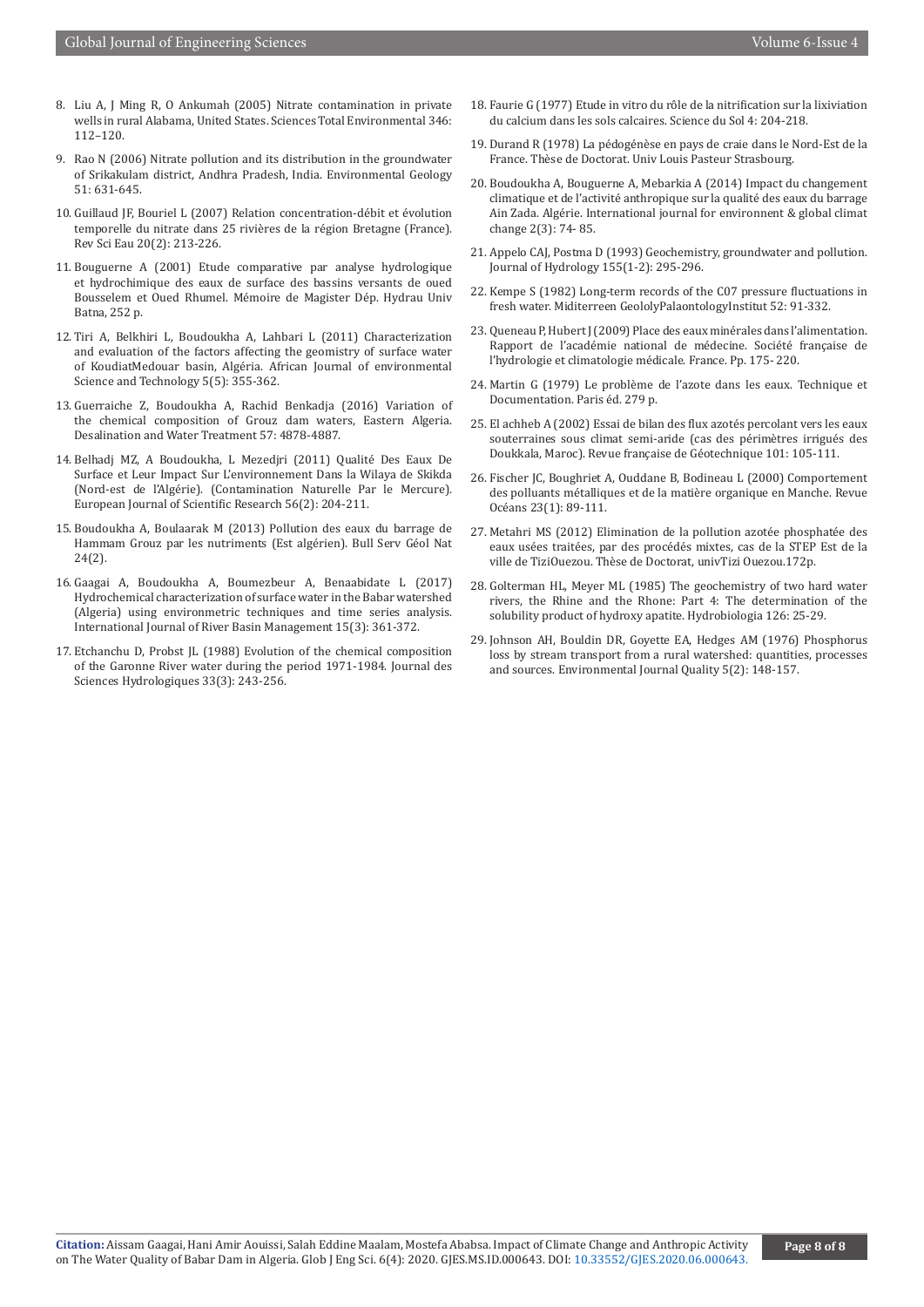8. Liu A, J Ming R, O Ankumah (2005) Nitrate contamination in private wells in rural Alabama, United States. Sciences Total Environmental 346: 112–120.
9. Rao N (2006) Nitrate pollution and its distribution in the groundwater of Srikakulam district, Andhra Pradesh, India. Environmental Geology 51: 631-645.
10. Guillaud JF, Bouriel L (2007) Relation concentration-débit et évolution temporelle du nitrate dans 25 rivières de la région Bretagne (France). Rev Sci Eau 20(2): 213-226.
11. Bouguerne A (2001) Etude comparative par analyse hydrologique et hydrochimique des eaux de surface des bassins versants de oued Bousselem et Oued Rhumel. Mémoire de Magister Dép. Hydrau Univ Batna, 252 p.
12. Tiri A, Belkhiri L, Boudoukha A, Lahbari L (2011) Characterization and evaluation of the factors affecting the geomistry of surface water of KoudiatMedouar basin, Algéria. African Journal of environmental Science and Technology 5(5): 355-362.
13. Guerraiche Z, Boudoukha A, Rachid Benkadja (2016) Variation of the chemical composition of Grouz dam waters, Eastern Algeria. Desalination and Water Treatment 57: 4878-4887.
14. Belhadj MZ, A Boudoukha, L Mezedjri (2011) Qualité Des Eaux De Surface et Leur Impact Sur L'environnement Dans la Wilaya de Skikda (Nord-est de l'Algérie). (Contamination Naturelle Par le Mercure). European Journal of Scientific Research 56(2): 204-211.
15. Boudoukha A, Boulaarak M (2013) Pollution des eaux du barrage de Hammam Grouz par les nutriments (Est algérien). Bull Serv Géol Nat 24(2).
16. Gaagai A, Boudoukha A, Boumezbeur A, Benaabidate L (2017) Hydrochemical characterization of surface water in the Babar watershed (Algeria) using environmetric techniques and time series analysis. International Journal of River Basin Management 15(3): 361-372.
17. Etchanchu D, Probst JL (1988) Evolution of the chemical composition of the Garonne River water during the period 1971-1984. Journal des Sciences Hydrologiques 33(3): 243-256.
18. Faurie G (1977) Etude in vitro du rôle de la nitrification sur la lixiviation du calcium dans les sols calcaires. Science du Sol 4: 204-218.
19. Durand R (1978) La pédogénèse en pays de craie dans le Nord-Est de la France. Thèse de Doctorat. Univ Louis Pasteur Strasbourg.
20. Boudoukha A, Bouguerne A, Mebarkia A (2014) Impact du changement climatique et de l'activité anthropique sur la qualité des eaux du barrage Ain Zada. Algérie. International journal for environnent & global climat change 2(3): 74- 85.
21. Appelo CAJ, Postma D (1993) Geochemistry, groundwater and pollution. Journal of Hydrology 155(1-2): 295-296.
22. Kempe S (1982) Long-term records of the C07 pressure fluctuations in fresh water. Miditerreen GeololyPalaontologyInstitut 52: 91-332.
23. Queneau P, Hubert J (2009) Place des eaux minérales dans l'alimentation. Rapport de l'académie national de médecine. Société française de l'hydrologie et climatologie médicale. France. Pp. 175- 220.
24. Martin G (1979) Le problème de l'azote dans les eaux. Technique et Documentation. Paris éd. 279 p.
25. El achheb A (2002) Essai de bilan des flux azotés percolant vers les eaux souterraines sous climat semi-aride (cas des périmètres irrigués des Doukkala, Maroc). Revue française de Géotechnique 101: 105-111.
26. Fischer JC, Boughriet A, Ouddane B, Bodineau L (2000) Comportement des polluants métalliques et de la matière organique en Manche. Revue Océans 23(1): 89-111.
27. Metahri MS (2012) Elimination de la pollution azotée phosphatée des eaux usées traitées, par des procédés mixtes, cas de la STEP Est de la ville de TiziOuezou. Thèse de Doctorat, univTizi Ouezou.172p.
28. Golterman HL, Meyer ML (1985) The geochemistry of two hard water rivers, the Rhine and the Rhone: Part 4: The determination of the solubility product of hydroxy apatite. Hydrobiologia 126: 25-29.
29. Johnson AH, Bouldin DR, Goyette EA, Hedges AM (1976) Phosphorus loss by stream transport from a rural watershed: quantities, processes and sources. Environmental Journal Quality 5(2): 148-157.

**Citation:** Aissam Gaagai, Hani Amir Aouissi, Salah Eddine Maalam, Mostefa Ababsa. Impact of Climate Change and Anthropic Activity on The Water Quality of Babar Dam in Algeria. Glob J Eng Sci. 6(4): 2020. GJES.MS.ID.000643. DOI: 10.33552/GJES.2020.06.000643.